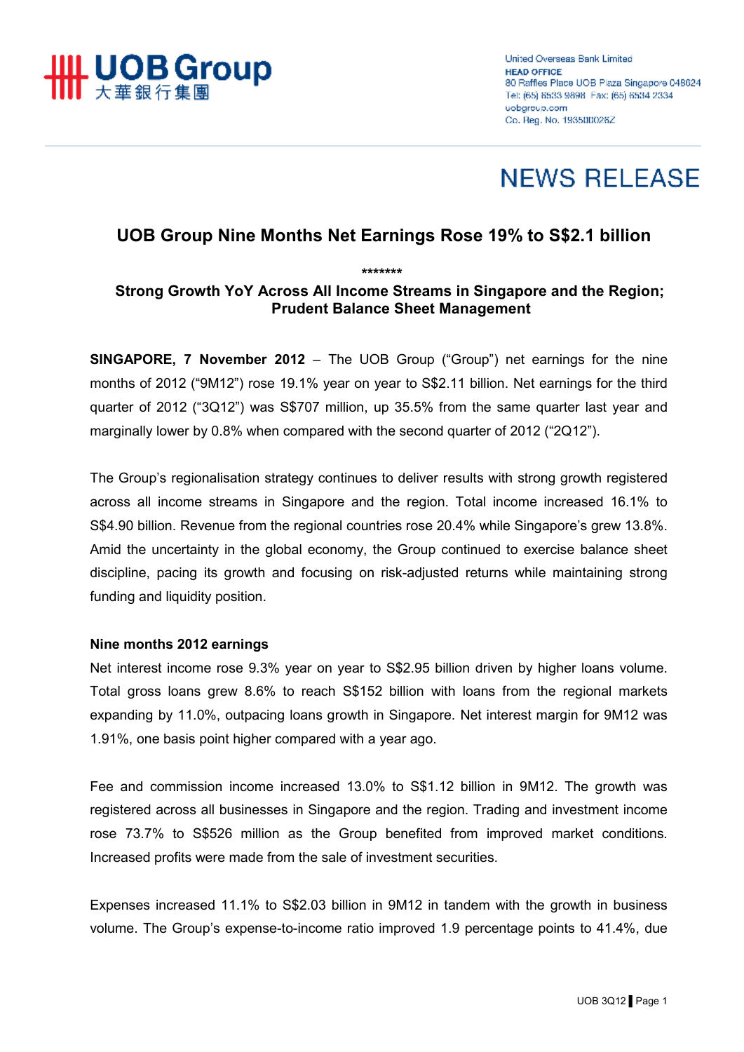UOB Group
大華銀行集團

United Overseas Bank Limited
HEAD OFFICE
80 Raffles Place UOB Plaza Singapore 048624
Tel: (65) 6533 9898 Fax: (65) 6534 2334
uobgroup.com
Co. Reg. No. 193500026Z

# NEWS RELEASE

## UOB Group Nine Months Net Earnings Rose 19% to S$2.1 billion

*******

### Strong Growth YoY Across All Income Streams in Singapore and the Region; Prudent Balance Sheet Management

**SINGAPORE, 7 November 2012** – The UOB Group ("Group") net earnings for the nine months of 2012 ("9M12") rose 19.1% year on year to S$2.11 billion. Net earnings for the third quarter of 2012 ("3Q12") was S$707 million, up 35.5% from the same quarter last year and marginally lower by 0.8% when compared with the second quarter of 2012 ("2Q12").

The Group's regionalisation strategy continues to deliver results with strong growth registered across all income streams in Singapore and the region. Total income increased 16.1% to S$4.90 billion. Revenue from the regional countries rose 20.4% while Singapore's grew 13.8%. Amid the uncertainty in the global economy, the Group continued to exercise balance sheet discipline, pacing its growth and focusing on risk-adjusted returns while maintaining strong funding and liquidity position.

**Nine months 2012 earnings**

Net interest income rose 9.3% year on year to S$2.95 billion driven by higher loans volume. Total gross loans grew 8.6% to reach S$152 billion with loans from the regional markets expanding by 11.0%, outpacing loans growth in Singapore. Net interest margin for 9M12 was 1.91%, one basis point higher compared with a year ago.

Fee and commission income increased 13.0% to S$1.12 billion in 9M12. The growth was registered across all businesses in Singapore and the region. Trading and investment income rose 73.7% to S$526 million as the Group benefited from improved market conditions. Increased profits were made from the sale of investment securities.

Expenses increased 11.1% to S$2.03 billion in 9M12 in tandem with the growth in business volume. The Group's expense-to-income ratio improved 1.9 percentage points to 41.4%, due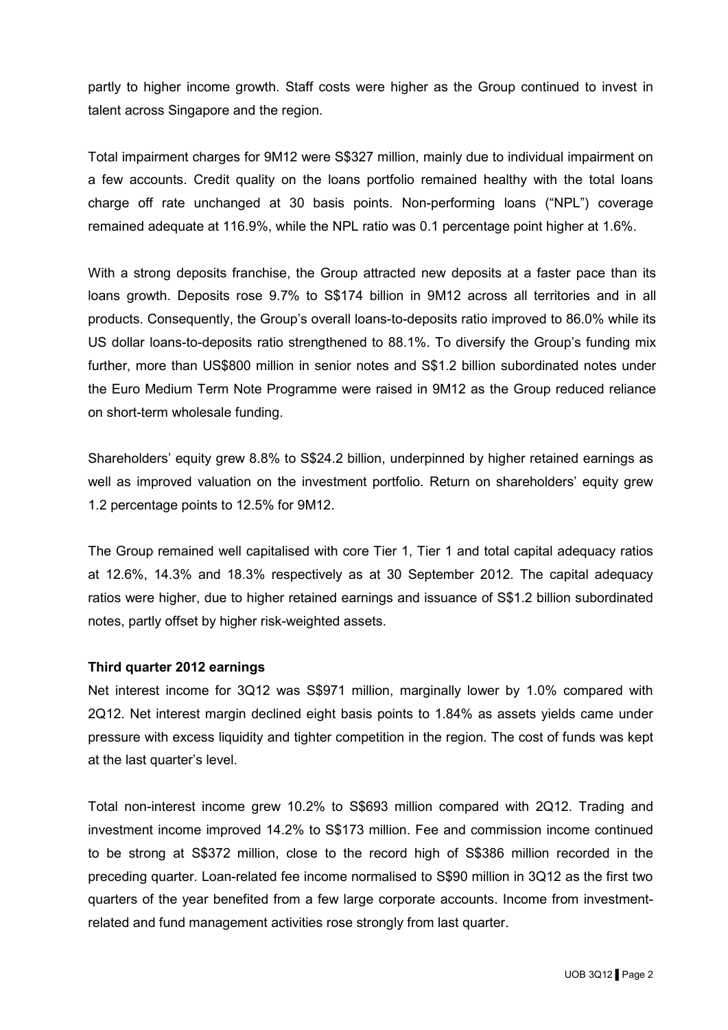partly to higher income growth. Staff costs were higher as the Group continued to invest in talent across Singapore and the region.

Total impairment charges for 9M12 were S$327 million, mainly due to individual impairment on a few accounts. Credit quality on the loans portfolio remained healthy with the total loans charge off rate unchanged at 30 basis points. Non-performing loans ("NPL") coverage remained adequate at 116.9%, while the NPL ratio was 0.1 percentage point higher at 1.6%.

With a strong deposits franchise, the Group attracted new deposits at a faster pace than its loans growth. Deposits rose 9.7% to S$174 billion in 9M12 across all territories and in all products. Consequently, the Group's overall loans-to-deposits ratio improved to 86.0% while its US dollar loans-to-deposits ratio strengthened to 88.1%. To diversify the Group's funding mix further, more than US$800 million in senior notes and S$1.2 billion subordinated notes under the Euro Medium Term Note Programme were raised in 9M12 as the Group reduced reliance on short-term wholesale funding.

Shareholders' equity grew 8.8% to S$24.2 billion, underpinned by higher retained earnings as well as improved valuation on the investment portfolio. Return on shareholders' equity grew 1.2 percentage points to 12.5% for 9M12.

The Group remained well capitalised with core Tier 1, Tier 1 and total capital adequacy ratios at 12.6%, 14.3% and 18.3% respectively as at 30 September 2012. The capital adequacy ratios were higher, due to higher retained earnings and issuance of S$1.2 billion subordinated notes, partly offset by higher risk-weighted assets.

**Third quarter 2012 earnings**

Net interest income for 3Q12 was S$971 million, marginally lower by 1.0% compared with 2Q12. Net interest margin declined eight basis points to 1.84% as assets yields came under pressure with excess liquidity and tighter competition in the region. The cost of funds was kept at the last quarter's level.

Total non-interest income grew 10.2% to S$693 million compared with 2Q12. Trading and investment income improved 14.2% to S$173 million. Fee and commission income continued to be strong at S$372 million, close to the record high of S$386 million recorded in the preceding quarter. Loan-related fee income normalised to S$90 million in 3Q12 as the first two quarters of the year benefited from a few large corporate accounts. Income from investment-related and fund management activities rose strongly from last quarter.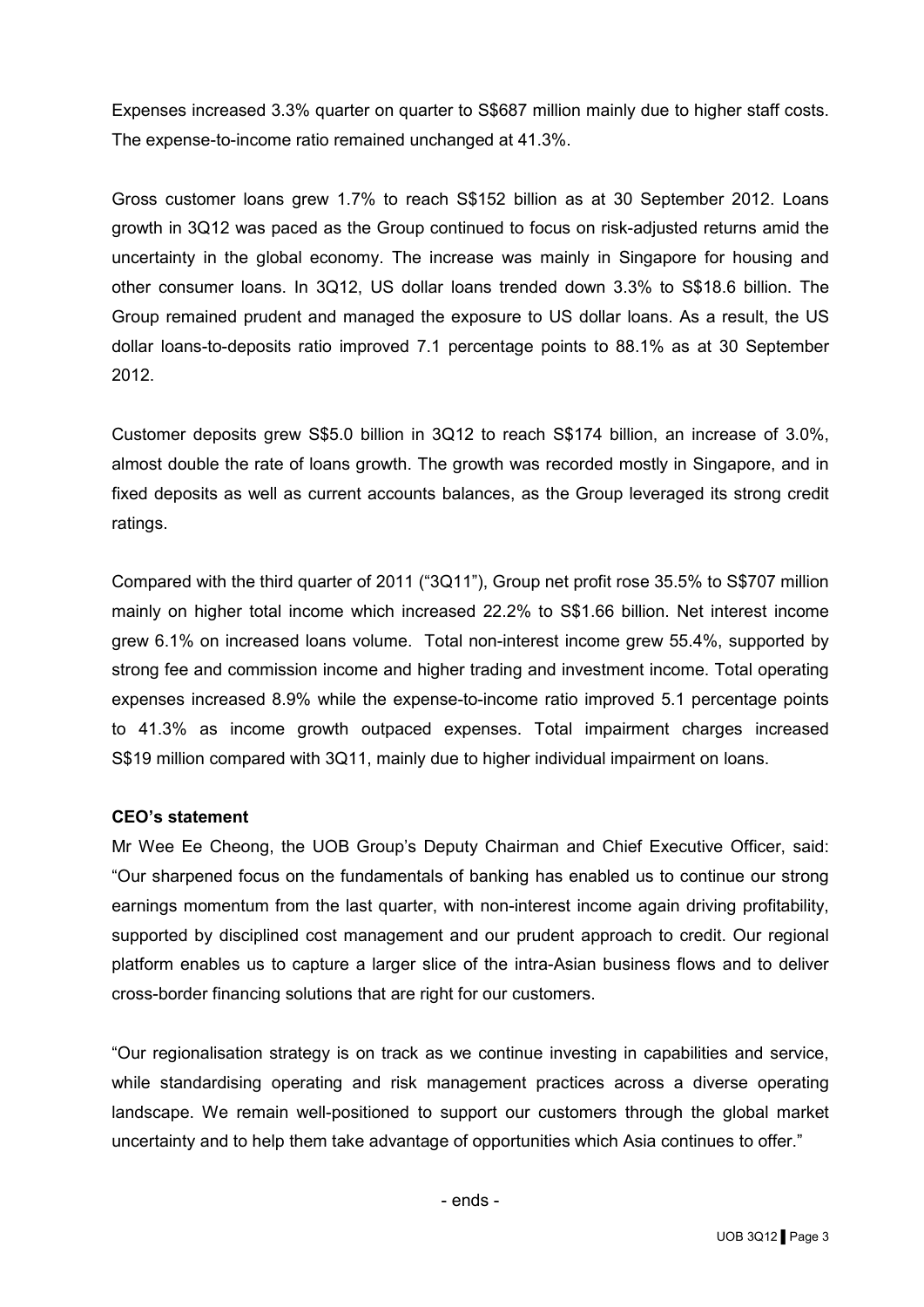Expenses increased 3.3% quarter on quarter to S$687 million mainly due to higher staff costs. The expense-to-income ratio remained unchanged at 41.3%.

Gross customer loans grew 1.7% to reach S$152 billion as at 30 September 2012. Loans growth in 3Q12 was paced as the Group continued to focus on risk-adjusted returns amid the uncertainty in the global economy. The increase was mainly in Singapore for housing and other consumer loans. In 3Q12, US dollar loans trended down 3.3% to S$18.6 billion. The Group remained prudent and managed the exposure to US dollar loans. As a result, the US dollar loans-to-deposits ratio improved 7.1 percentage points to 88.1% as at 30 September 2012.

Customer deposits grew S$5.0 billion in 3Q12 to reach S$174 billion, an increase of 3.0%, almost double the rate of loans growth. The growth was recorded mostly in Singapore, and in fixed deposits as well as current accounts balances, as the Group leveraged its strong credit ratings.

Compared with the third quarter of 2011 ("3Q11"), Group net profit rose 35.5% to S$707 million mainly on higher total income which increased 22.2% to S$1.66 billion. Net interest income grew 6.1% on increased loans volume. Total non-interest income grew 55.4%, supported by strong fee and commission income and higher trading and investment income. Total operating expenses increased 8.9% while the expense-to-income ratio improved 5.1 percentage points to 41.3% as income growth outpaced expenses. Total impairment charges increased S$19 million compared with 3Q11, mainly due to higher individual impairment on loans.

**CEO's statement**

Mr Wee Ee Cheong, the UOB Group's Deputy Chairman and Chief Executive Officer, said: "Our sharpened focus on the fundamentals of banking has enabled us to continue our strong earnings momentum from the last quarter, with non-interest income again driving profitability, supported by disciplined cost management and our prudent approach to credit. Our regional platform enables us to capture a larger slice of the intra-Asian business flows and to deliver cross-border financing solutions that are right for our customers.

"Our regionalisation strategy is on track as we continue investing in capabilities and service, while standardising operating and risk management practices across a diverse operating landscape. We remain well-positioned to support our customers through the global market uncertainty and to help them take advantage of opportunities which Asia continues to offer."

- ends -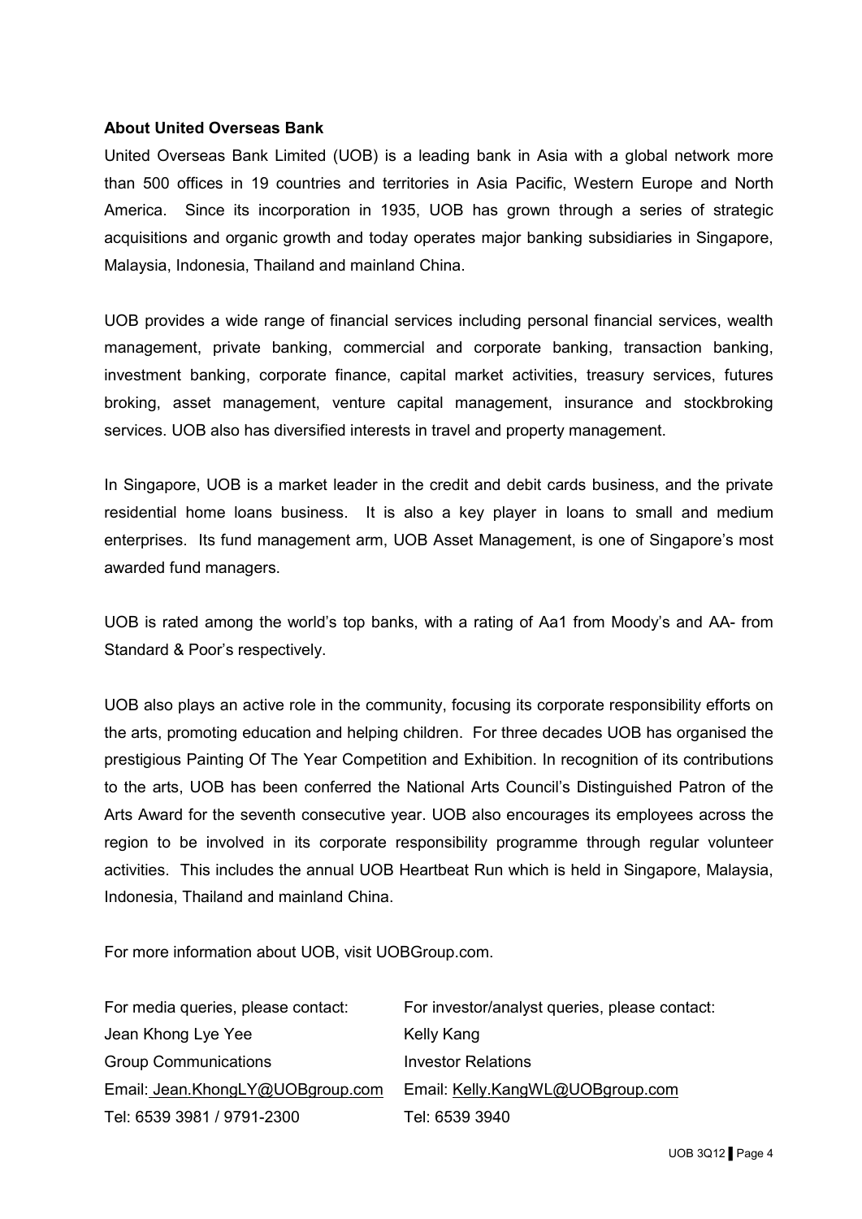**About United Overseas Bank**

United Overseas Bank Limited (UOB) is a leading bank in Asia with a global network more than 500 offices in 19 countries and territories in Asia Pacific, Western Europe and North America. Since its incorporation in 1935, UOB has grown through a series of strategic acquisitions and organic growth and today operates major banking subsidiaries in Singapore, Malaysia, Indonesia, Thailand and mainland China.

UOB provides a wide range of financial services including personal financial services, wealth management, private banking, commercial and corporate banking, transaction banking, investment banking, corporate finance, capital market activities, treasury services, futures broking, asset management, venture capital management, insurance and stockbroking services. UOB also has diversified interests in travel and property management.

In Singapore, UOB is a market leader in the credit and debit cards business, and the private residential home loans business. It is also a key player in loans to small and medium enterprises. Its fund management arm, UOB Asset Management, is one of Singapore's most awarded fund managers.

UOB is rated among the world's top banks, with a rating of Aa1 from Moody's and AA- from Standard & Poor's respectively.

UOB also plays an active role in the community, focusing its corporate responsibility efforts on the arts, promoting education and helping children. For three decades UOB has organised the prestigious Painting Of The Year Competition and Exhibition. In recognition of its contributions to the arts, UOB has been conferred the National Arts Council's Distinguished Patron of the Arts Award for the seventh consecutive year. UOB also encourages its employees across the region to be involved in its corporate responsibility programme through regular volunteer activities. This includes the annual UOB Heartbeat Run which is held in Singapore, Malaysia, Indonesia, Thailand and mainland China.

For more information about UOB, visit UOBGroup.com.

| | |
|---|---|
| For media queries, please contact: | For investor/analyst queries, please contact: |
| Jean Khong Lye Yee | Kelly Kang |
| Group Communications | Investor Relations |
| Email: Jean.KhongLY@UOBgroup.com | Email: Kelly.KangWL@UOBgroup.com |
| Tel: 6539 3981 / 9791-2300 | Tel: 6539 3940 |